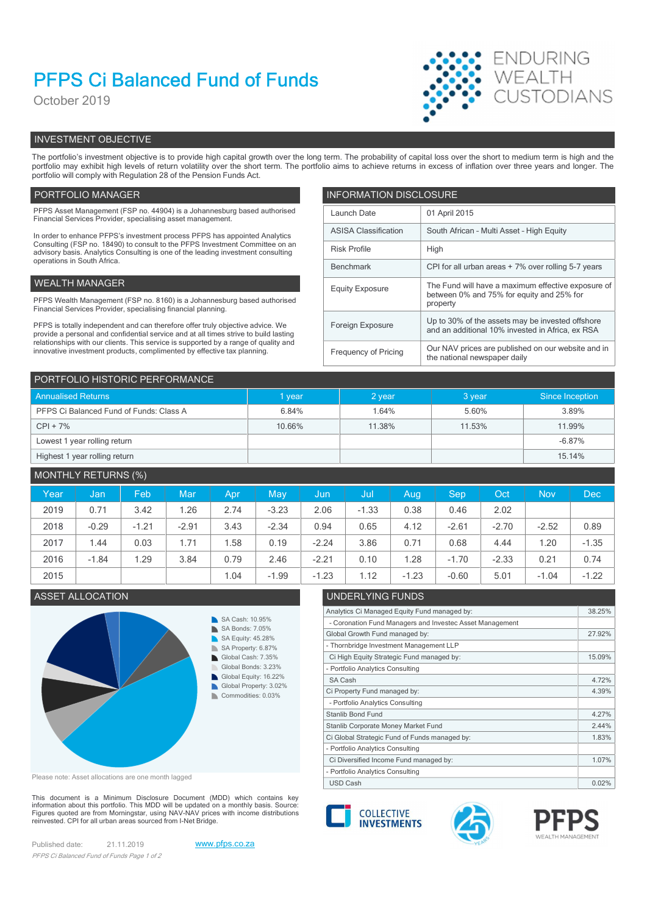# PFPS Ci Balanced Fund of Funds

October 2019

ENDURING WEALTH CUSTODIANS

## INVESTMENT OBJECTIVE

The portfolio's investment objective is to provide high capital growth over the long term. The probability of capital loss over the short to medium term is high and the portfolio may exhibit high levels of return volatility over the short term. The portfolio aims to achieve returns in excess of inflation over three years and longer. The portfolio will comply with Regulation 28 of the Pension Funds Act.

## PORTFOLIO MANAGER

PFPS Asset Management (FSP no. 44904) is a Johannesburg based authorised Financial Services Provider, specialising asset management.

In order to enhance PFPS's investment process PFPS has appointed Analytics Consulting (FSP no. 18490) to consult to the PFPS Investment Committee on an advisory basis. Analytics Consulting is one of the leading investment consulting operations in South Africa.

## WEALTH MANAGER

PFPS Wealth Management (FSP no. 8160) is a Johannesburg based authorised Financial Services Provider, specialising financial planning.

PFPS is totally independent and can therefore offer truly objective advice. We provide a personal and confidential service and at all times strive to build lasting relationships with our clients. This service is supported by a range of quality and innovative investment products, complimented by effective tax planning.

## INFORMATION DISCLOSURE

| | |
|---|---|
| Launch Date | 01 April 2015 |
| ASISA Classification | South African - Multi Asset - High Equity |
| Risk Profile | High |
| Benchmark | CPI for all urban areas + 7% over rolling 5-7 years |
| Equity Exposure | The Fund will have a maximum effective exposure of between 0% and 75% for equity and 25% for property |
| Foreign Exposure | Up to 30% of the assets may be invested offshore and an additional 10% invested in Africa, ex RSA |
| Frequency of Pricing | Our NAV prices are published on our website and in the national newspaper daily |

## PORTFOLIO HISTORIC PERFORMANCE

| Annualised Returns | 1 year | 2 year | 3 year | Since Inception |
|---|---|---|---|---|
| PFPS Ci Balanced Fund of Funds: Class A | 6.84% | 1.64% | 5.60% | 3.89% |
| CPI + 7% | 10.66% | 11.38% | 11.53% | 11.99% |
| Lowest 1 year rolling return | | | | -6.87% |
| Highest 1 year rolling return | | | | 15.14% |

## MONTHLY RETURNS (%)

| Year | Jan | Feb | Mar | Apr | May | Jun | Jul | Aug | Sep | Oct | Nov | Dec |
|---|---|---|---|---|---|---|---|---|---|---|---|---|
| 2019 | 0.71 | 3.42 | 1.26 | 2.74 | -3.23 | 2.06 | -1.33 | 0.38 | 0.46 | 2.02 | | |
| 2018 | -0.29 | -1.21 | -2.91 | 3.43 | -2.34 | 0.94 | 0.65 | 4.12 | -2.61 | -2.70 | -2.52 | 0.89 |
| 2017 | 1.44 | 0.03 | 1.71 | 1.58 | 0.19 | -2.24 | 3.86 | 0.71 | 0.68 | 4.44 | 1.20 | -1.35 |
| 2016 | -1.84 | 1.29 | 3.84 | 0.79 | 2.46 | -2.21 | 0.10 | 1.28 | -1.70 | -2.33 | 0.21 | 0.74 |
| 2015 | | | | 1.04 | -1.99 | -1.23 | 1.12 | -1.23 | -0.60 | 5.01 | -1.04 | -1.22 |

## ASSET ALLOCATION

- SA Cash: 10.95%
- SA Bonds: 7.05%
- SA Equity: 45.28%
- SA Property: 6.87%
- Global Cash: 7.35%
- Global Bonds: 3.23%
- Global Equity: 16.22%
- Global Property: 3.02%
- Commodities: 0.03%

Please note: Asset allocations are one month lagged

## UNDERLYING FUNDS

| | |
|---|---|
| Analytics Ci Managed Equity Fund managed by: | 38.25% |
| - Coronation Fund Managers and Investec Asset Management | |
| Global Growth Fund managed by: | 27.92% |
| - Thornbridge Investment Management LLP | |
| Ci High Equity Strategic Fund managed by: | 15.09% |
| - Portfolio Analytics Consulting | |
| SA Cash | 4.72% |
| Ci Property Fund managed by: | 4.39% |
| - Portfolio Analytics Consulting | |
| Stanlib Bond Fund | 4.27% |
| Stanlib Corporate Money Market Fund | 2.44% |
| Ci Global Strategic Fund of Funds managed by: | 1.83% |
| - Portfolio Analytics Consulting | |
| Ci Diversified Income Fund managed by: | 1.07% |
| - Portfolio Analytics Consulting | |
| USD Cash | 0.02% |

This document is a Minimum Disclosure Document (MDD) which contains key information about this portfolio. This MDD will be updated on a monthly basis. Source: Figures quoted are from Morningstar, using NAV-NAV prices with income distributions reinvested. CPI for all urban areas sourced from I-Net Bridge.

Published date: 21.11.2019

www.pfps.co.za

COLLECTIVE INVESTMENTS | PFPS WEALTH MANAGEMENT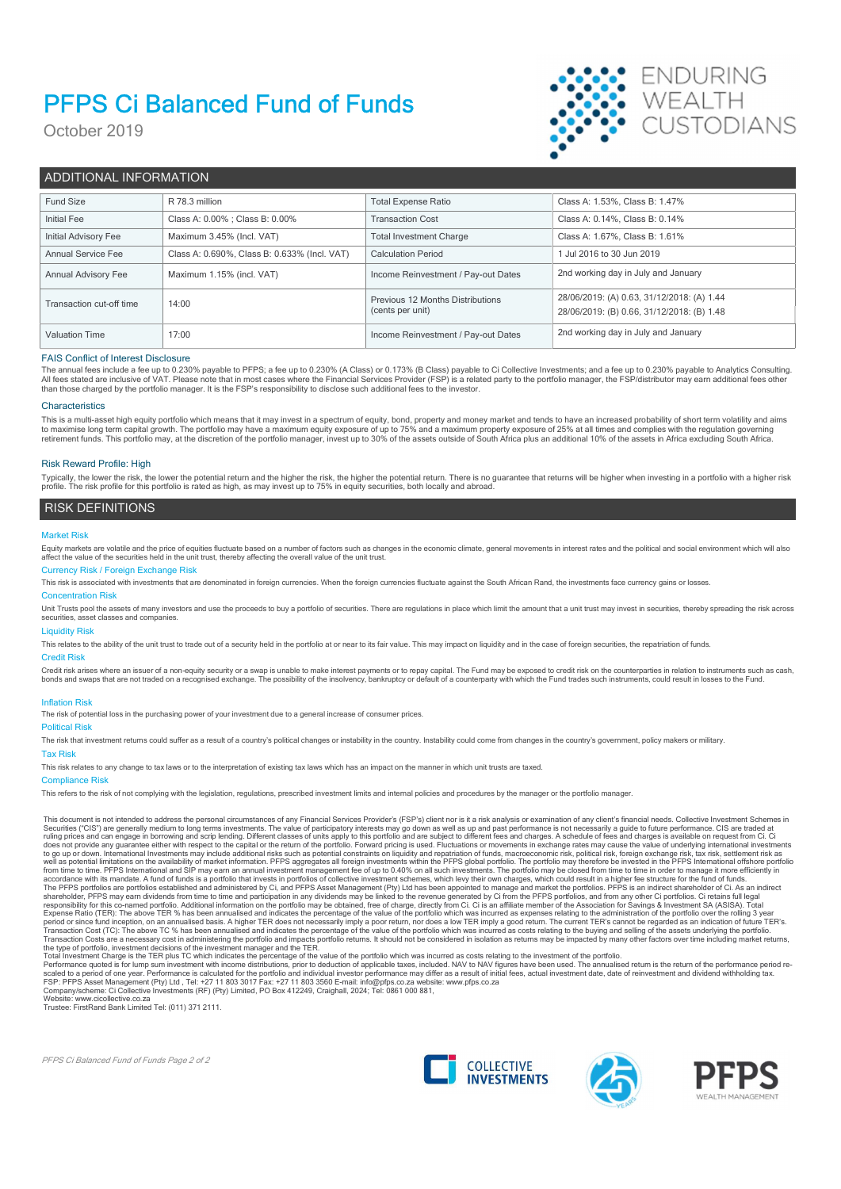# PFPS Ci Balanced Fund of Funds

October 2019

ENDURING WEALTH CUSTODIANS

## ADDITIONAL INFORMATION

| | | | |
|---|---|---|---|
| Fund Size | R 78.3 million | Total Expense Ratio | Class A: 1.53%, Class B: 1.47% |
| Initial Fee | Class A: 0.00% ; Class B: 0.00% | Transaction Cost | Class A: 0.14%, Class B: 0.14% |
| Initial Advisory Fee | Maximum 3.45% (Incl. VAT) | Total Investment Charge | Class A: 1.67%, Class B: 1.61% |
| Annual Service Fee | Class A: 0.690%, Class B: 0.633% (Incl. VAT) | Calculation Period | 1 Jul 2016 to 30 Jun 2019 |
| Annual Advisory Fee | Maximum 1.15% (incl. VAT) | Income Reinvestment / Pay-out Dates | 2nd working day in July and January |
| Transaction cut-off time | 14:00 | Previous 12 Months Distributions (cents per unit) | 28/06/2019: (A) 0.63, 31/12/2018: (A) 1.44<br>28/06/2019: (B) 0.66, 31/12/2018: (B) 1.48 |
| Valuation Time | 17:00 | Income Reinvestment / Pay-out Dates | 2nd working day in July and January |

### FAIS Conflict of Interest Disclosure

The annual fees include a fee up to 0.230% payable to PFPS; a fee up to 0.230% (A Class) or 0.173% (B Class) payable to Ci Collective Investments; and a fee up to 0.230% payable to Analytics Consulting. All fees stated are inclusive of VAT. Please note that in most cases where the Financial Services Provider (FSP) is a related party to the portfolio manager, the FSP/distributor may earn additional fees other than those charged by the portfolio manager. It is the FSP's responsibility to disclose such additional fees to the investor.

### Characteristics

This is a multi-asset high equity portfolio which means that it may invest in a spectrum of equity, bond, property and money market and tends to have an increased probability of short term volatility and aims to maximise long term capital growth. The portfolio may have a maximum equity exposure of up to 75% and a maximum property exposure of 25% at all times and complies with the regulation governing retirement funds. This portfolio may, at the discretion of the portfolio manager, invest up to 30% of the assets outside of South Africa plus an additional 10% of the assets in Africa excluding South Africa.

### Risk Reward Profile: High

Typically, the lower the risk, the lower the potential return and the higher the risk, the higher the potential return. There is no guarantee that returns will be higher when investing in a portfolio with a higher risk profile. The risk profile for this portfolio is rated as high, as may invest up to 75% in equity securities, both locally and abroad.

## RISK DEFINITIONS

### Market Risk

Equity markets are volatile and the price of equities fluctuate based on a number of factors such as changes in the economic climate, general movements in interest rates and the political and social environment which will also affect the value of the securities held in the unit trust, thereby affecting the overall value of the unit trust.

### Currency Risk / Foreign Exchange Risk

This risk is associated with investments that are denominated in foreign currencies. When the foreign currencies fluctuate against the South African Rand, the investments face currency gains or losses.

### Concentration Risk

Unit Trusts pool the assets of many investors and use the proceeds to buy a portfolio of securities. There are regulations in place which limit the amount that a unit trust may invest in securities, thereby spreading the risk across securities, asset classes and companies.

### Liquidity Risk

This relates to the ability of the unit trust to trade out of a security held in the portfolio at or near to its fair value. This may impact on liquidity and in the case of foreign securities, the repatriation of funds.

### Credit Risk

Credit risk arises where an issuer of a non-equity security or a swap is unable to make interest payments or to repay capital. The Fund may be exposed to credit risk on the counterparties in relation to instruments such as cash, bonds and swaps that are not traded on a recognised exchange. The possibility of the insolvency, bankruptcy or default of a counterparty with which the Fund trades such instruments, could result in losses to the Fund.

### Inflation Risk

The risk of potential loss in the purchasing power of your investment due to a general increase of consumer prices.

### Political Risk

The risk that investment returns could suffer as a result of a country's political changes or instability in the country. Instability could come from changes in the country's government, policy makers or military.

### Tax Risk

This risk relates to any change to tax laws or to the interpretation of existing tax laws which has an impact on the manner in which unit trusts are taxed.

### Compliance Risk

This refers to the risk of not complying with the legislation, regulations, prescribed investment limits and internal policies and procedures by the manager or the portfolio manager.

This document is not intended to address the personal circumstances of any Financial Services Provider's (FSP's) client nor is it a risk analysis or examination of any client's financial needs. Collective Investment Schemes in Securities ("CIS") are generally medium to long terms investments. The value of participatory interests may go down as well as up and past performance is not necessarily a guide to future performance. CIS are traded at ruling prices and can engage in borrowing and scrip lending. Different classes of units apply to this portfolio and are subject to different fees and charges. A schedule of fees and charges is available on request from Ci. Ci does not provide any guarantee either with respect to the capital or the return of the portfolio. Forward pricing is used. Fluctuations or movements in exchange rates may cause the value of underlying international investments to go up or down. International Investments may include additional risks such as potential constraints on liquidity and repatriation of funds, macroeconomic risk, political risk, foreign exchange risk, tax risk, settlement risk as well as potential limitations on the availability of market information. PFPS aggregates all foreign investments within the PFPS global portfolio. The portfolio may therefore be invested in the PFPS International offshore portfolio from time to time. PFPS International and SIP may earn an annual investment management fee of up to 0.40% on all such investments. The portfolio may be closed from time to time in order to manage it more efficiently in accordance with its mandate. A fund of funds is a portfolio that invests in portfolios of collective investment schemes, which levy their own charges, which could result in a higher fee structure for the fund of funds.
The PFPS portfolios are portfolios established and administered by Ci, and PFPS Asset Management (Pty) Ltd has been appointed to manage and market the portfolios. PFPS is an indirect shareholder of Ci. As an indirect shareholder, PFPS may earn dividends from time to time and participation in any dividends may be linked to the revenue generated by Ci from the PFPS portfolios, and from any other Ci portfolios. Ci retains full legal responsibility for this co-named portfolio. Additional information on the portfolio may be obtained, free of charge, directly from Ci. Ci is an affiliate member of the Association for Savings & Investment SA (ASISA). Total Expense Ratio (TER): The above TER % has been annualised and indicates the percentage of the value of the portfolio which was incurred as expenses relating to the administration of the portfolio over the rolling 3 year period or since fund inception, on an annualised basis. A higher TER does not necessarily imply a poor return, nor does a low TER imply a good return. The current TER's cannot be regarded as an indication of future TER's. Transaction Cost (TC): The above TC % has been annualised and indicates the percentage of the value of the portfolio which was incurred as costs relating to the buying and selling of the assets underlying the portfolio. Transaction Costs are a necessary cost in administering the portfolio and impacts portfolio returns. It should not be considered in isolation as returns may be impacted by many other factors over time including market returns, the type of portfolio, investment decisions of the investment manager and the TER.
Total Investment Charge is the TER plus TC which indicates the percentage of the value of the portfolio which was incurred as costs relating to the investment of the portfolio.
Performance quoted is for lump sum investment with income distributions, prior to deduction of applicable taxes, included. NAV to NAV figures have been used. The annualised return is the return of the performance period re-scaled to a period of one year. Performance is calculated for the portfolio and individual investor performance may differ as a result of initial fees, actual investment date, date of reinvestment and dividend withholding tax.
FSP: PFPS Asset Management (Pty) Ltd , Tel: +27 11 803 3017 Fax: +27 11 803 3560 E-mail: info@pfps.co.za website: www.pfps.co.za
Company/scheme: Ci Collective Investments (RF) (Pty) Limited, PO Box 412249, Craighall, 2024; Tel: 0861 000 881,
Website: www.cicollective.co.za
Trustee: FirstRand Bank Limited Tel: (011) 371 2111.

COLLECTIVE INVESTMENTS

PFPS WEALTH MANAGEMENT